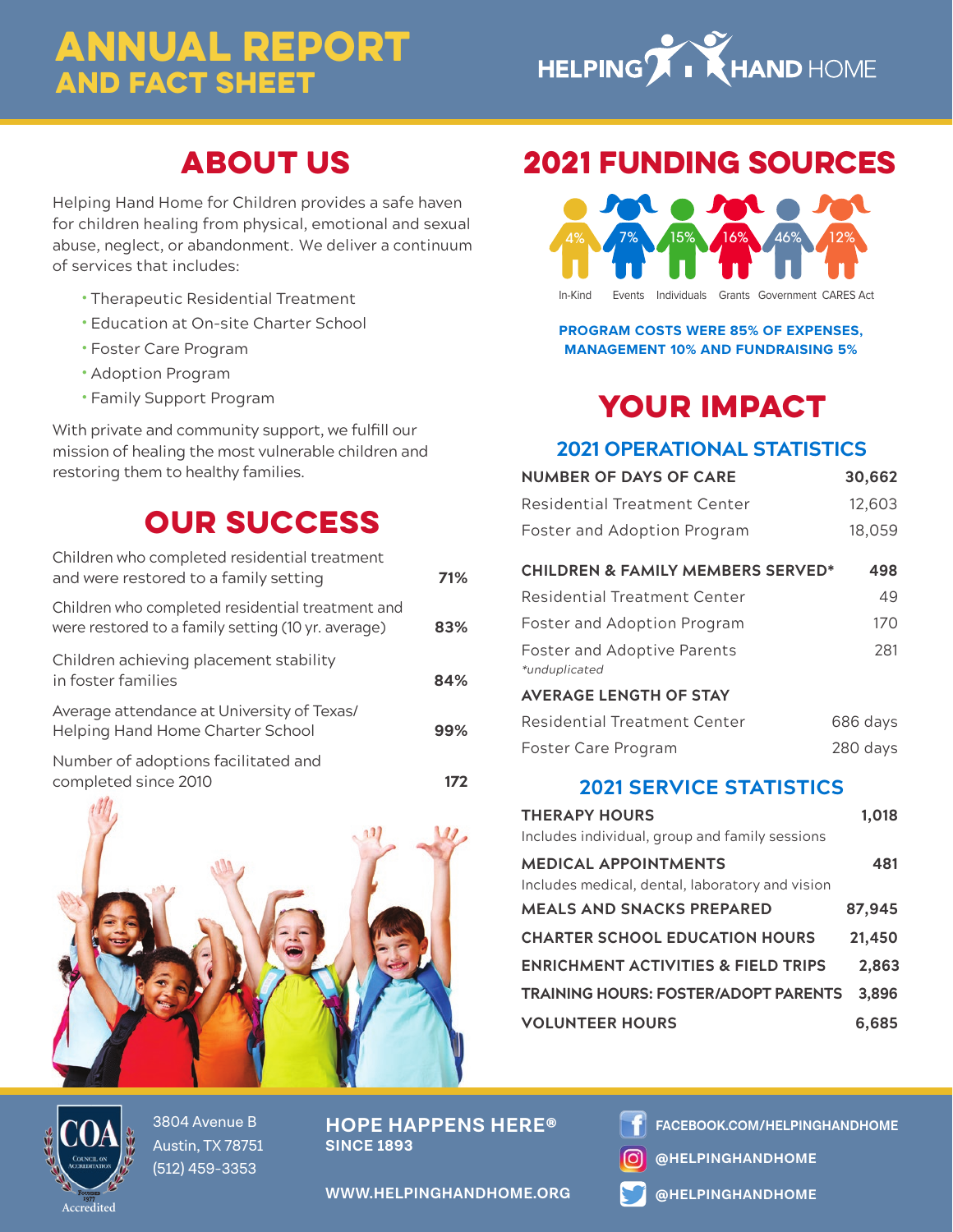# ANNUAL REPORT AND FACT SHEET

HELPING HAND HOME

## ABOUT US

Helping Hand Home for Children provides a safe haven for children healing from physical, emotional and sexual abuse, neglect, or abandonment. We deliver a continuum of services that includes:

- Therapeutic Residential Treatment
- Education at On-site Charter School
- Foster Care Program
- Adoption Program
- Family Support Program

With private and community support, we fulfill our mission of healing the most vulnerable children and restoring them to healthy families.

## OUR SUCCESS

| | |
|---|---|
| Children who completed residential treatment and were restored to a family setting | 71% |
| Children who completed residential treatment and were restored to a family setting (10 yr. average) | 83% |
| Children achieving placement stability in foster families | 84% |
| Average attendance at University of Texas/ Helping Hand Home Charter School | 99% |
| Number of adoptions facilitated and completed since 2010 | 172 |

## 2021 FUNDING SOURCES

| In-Kind | Events | Individuals | Grants | Government | CARES Act |
|---|---|---|---|---|---|
| 4% | 7% | 15% | 16% | 46% | 12% |

**PROGRAM COSTS WERE 85% OF EXPENSES, MANAGEMENT 10% AND FUNDRAISING 5%**

## YOUR IMPACT

### 2021 OPERATIONAL STATISTICS

| | |
|---|---|
| **NUMBER OF DAYS OF CARE** | **30,662** |
| Residential Treatment Center | 12,603 |
| Foster and Adoption Program | 18,059 |
| **CHILDREN & FAMILY MEMBERS SERVED*** | **498** |
| Residential Treatment Center | 49 |
| Foster and Adoption Program | 170 |
| Foster and Adoptive Parents | 281 |
| *\*unduplicated* | |
| **AVERAGE LENGTH OF STAY** | |
| Residential Treatment Center | 686 days |
| Foster Care Program | 280 days |

### 2021 SERVICE STATISTICS

| | |
|---|---|
| **THERAPY HOURS** Includes individual, group and family sessions | **1,018** |
| **MEDICAL APPOINTMENTS** Includes medical, dental, laboratory and vision | **481** |
| **MEALS AND SNACKS PREPARED** | **87,945** |
| **CHARTER SCHOOL EDUCATION HOURS** | **21,450** |
| **ENRICHMENT ACTIVITIES & FIELD TRIPS** | **2,863** |
| **TRAINING HOURS: FOSTER/ADOPT PARENTS** | **3,896** |
| **VOLUNTEER HOURS** | **6,685** |

COA Council on Accreditation Founded 1977 Accredited

3804 Avenue B
Austin, TX 78751
(512) 459-3353

**HOPE HAPPENS HERE®**
**SINCE 1893**

**WWW.HELPINGHANDHOME.ORG**

**FACEBOOK.COM/HELPINGHANDHOME**
**@HELPINGHANDHOME**
**@HELPINGHANDHOME**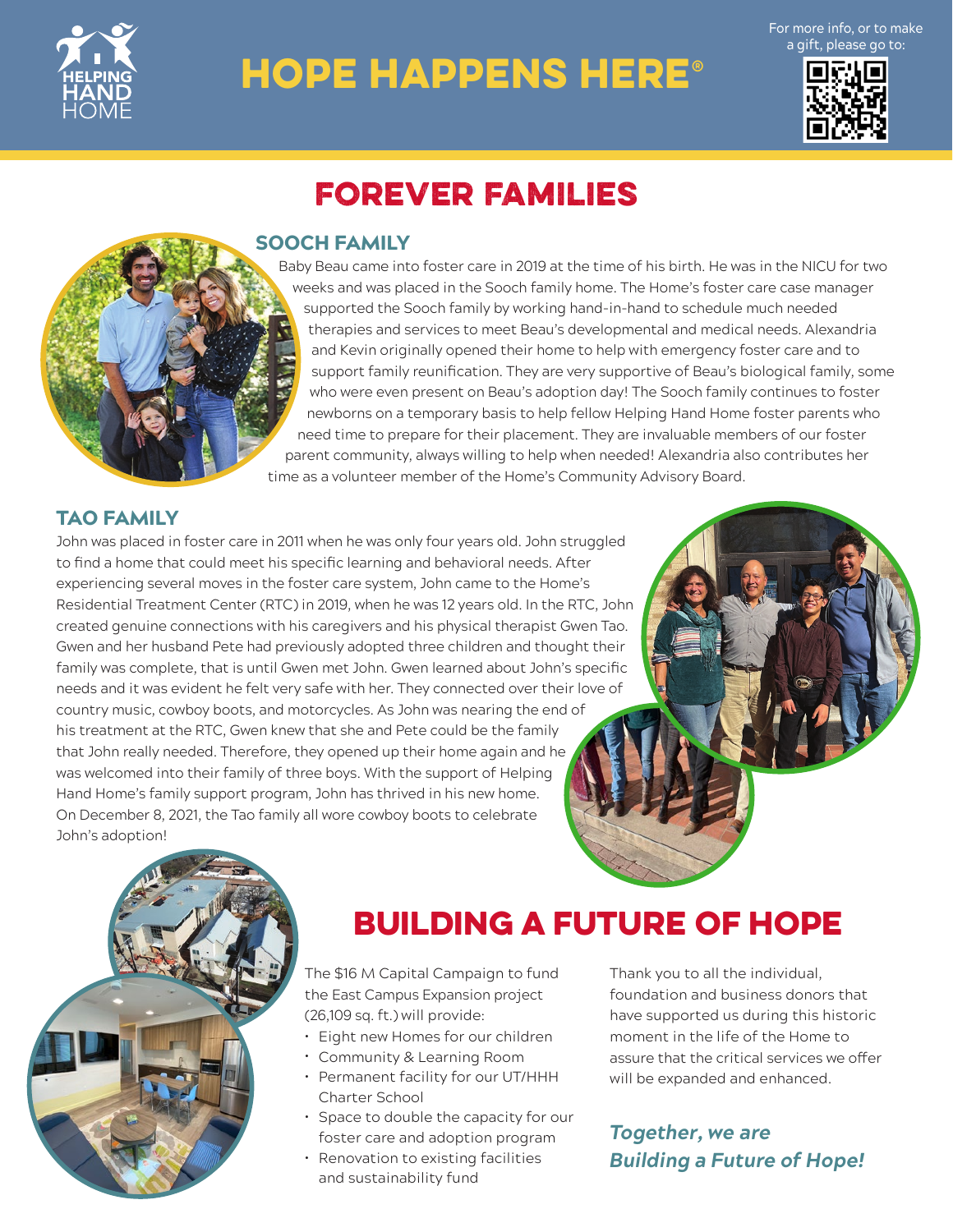HELPING HAND HOME

# HOPE HAPPENS HERE®

For more info, or to make a gift, please go to:

## FOREVER FAMILIES

### SOOCH FAMILY

Baby Beau came into foster care in 2019 at the time of his birth. He was in the NICU for two weeks and was placed in the Sooch family home. The Home's foster care case manager supported the Sooch family by working hand-in-hand to schedule much needed therapies and services to meet Beau's developmental and medical needs. Alexandria and Kevin originally opened their home to help with emergency foster care and to support family reunification. They are very supportive of Beau's biological family, some who were even present on Beau's adoption day! The Sooch family continues to foster newborns on a temporary basis to help fellow Helping Hand Home foster parents who need time to prepare for their placement. They are invaluable members of our foster parent community, always willing to help when needed! Alexandria also contributes her time as a volunteer member of the Home's Community Advisory Board.

### TAO FAMILY

John was placed in foster care in 2011 when he was only four years old. John struggled to find a home that could meet his specific learning and behavioral needs. After experiencing several moves in the foster care system, John came to the Home's Residential Treatment Center (RTC) in 2019, when he was 12 years old. In the RTC, John created genuine connections with his caregivers and his physical therapist Gwen Tao. Gwen and her husband Pete had previously adopted three children and thought their family was complete, that is until Gwen met John. Gwen learned about John's specific needs and it was evident he felt very safe with her. They connected over their love of country music, cowboy boots, and motorcycles. As John was nearing the end of his treatment at the RTC, Gwen knew that she and Pete could be the family that John really needed. Therefore, they opened up their home again and he was welcomed into their family of three boys. With the support of Helping Hand Home's family support program, John has thrived in his new home. On December 8, 2021, the Tao family all wore cowboy boots to celebrate John's adoption!

## BUILDING A FUTURE OF HOPE

The $16 M Capital Campaign to fund the East Campus Expansion project (26,109 sq. ft.) will provide:

- Eight new Homes for our children
- Community & Learning Room
- Permanent facility for our UT/HHH Charter School
- Space to double the capacity for our foster care and adoption program
- Renovation to existing facilities and sustainability fund

Thank you to all the individual, foundation and business donors that have supported us during this historic moment in the life of the Home to assure that the critical services we offer will be expanded and enhanced.

***Together, we are Building a Future of Hope!***